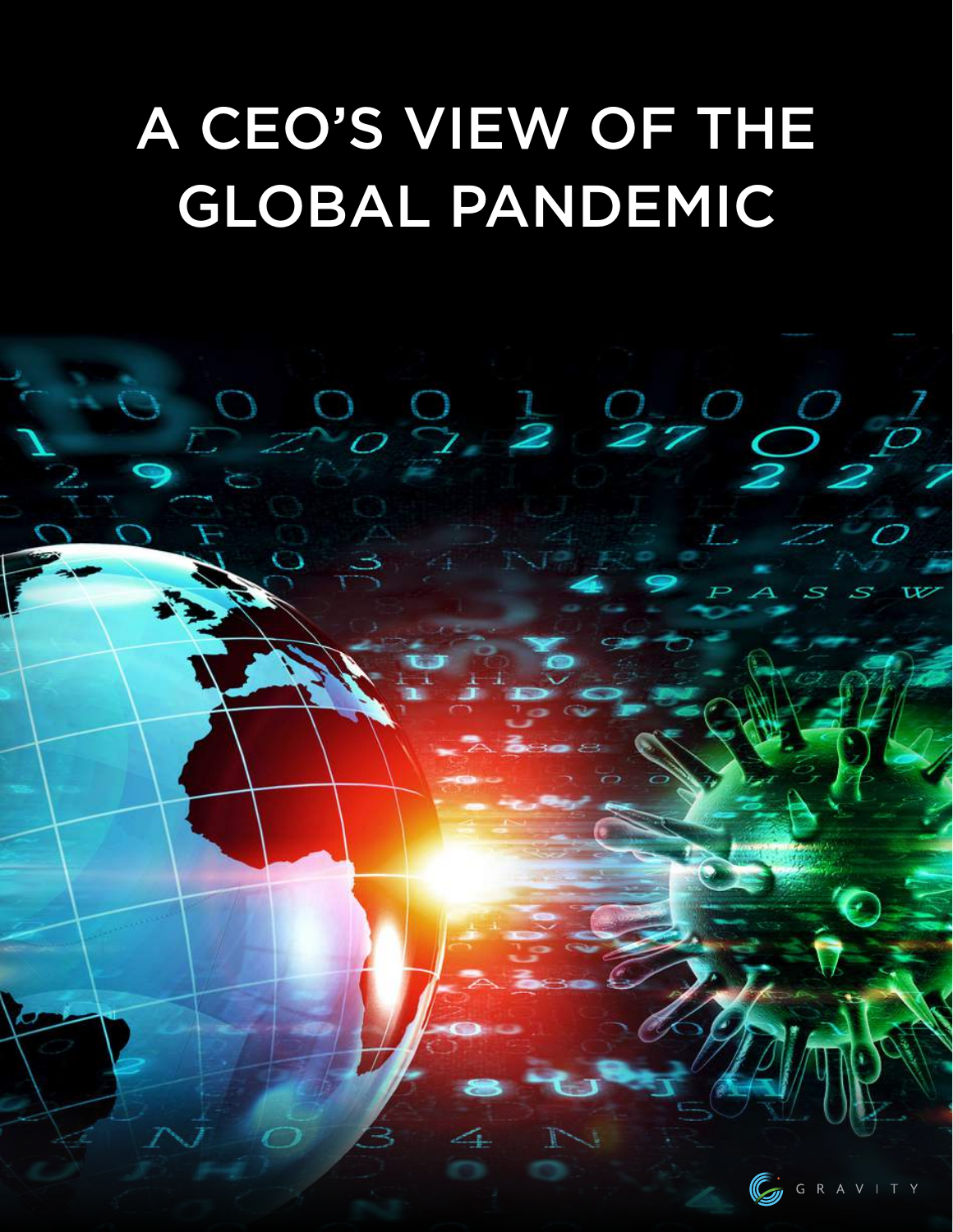# A CEO'S VIEW OF THE GLOBAL PANDEMIC

GRAVITY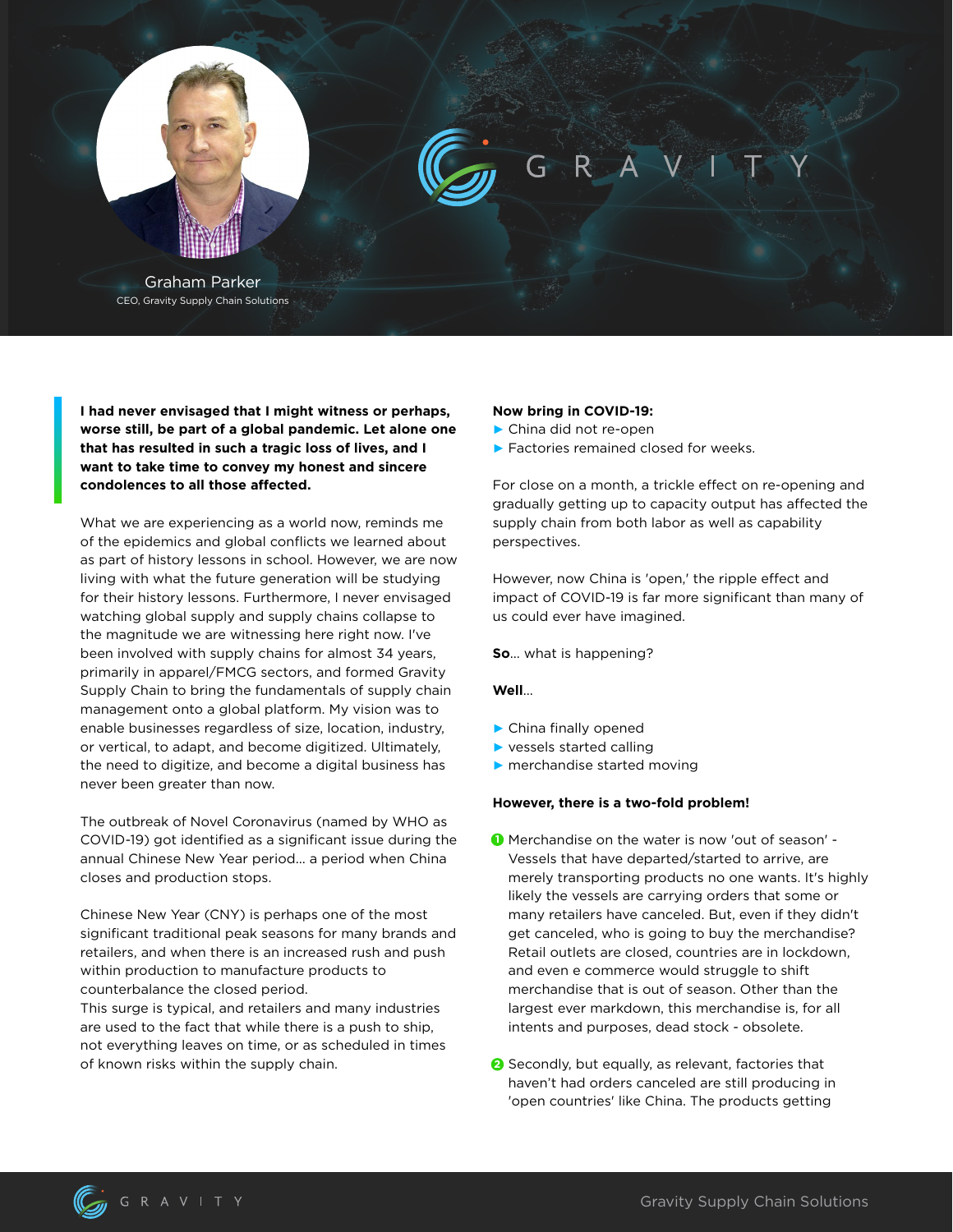Graham Parker
CEO, Gravity Supply Chain Solutions

**I had never envisaged that I might witness or perhaps, worse still, be part of a global pandemic. Let alone one that has resulted in such a tragic loss of lives, and I want to take time to convey my honest and sincere condolences to all those affected.**

What we are experiencing as a world now, reminds me of the epidemics and global conflicts we learned about as part of history lessons in school. However, we are now living with what the future generation will be studying for their history lessons. Furthermore, I never envisaged watching global supply and supply chains collapse to the magnitude we are witnessing here right now. I've been involved with supply chains for almost 34 years, primarily in apparel/FMCG sectors, and formed Gravity Supply Chain to bring the fundamentals of supply chain management onto a global platform. My vision was to enable businesses regardless of size, location, industry, or vertical, to adapt, and become digitized. Ultimately, the need to digitize, and become a digital business has never been greater than now.

The outbreak of Novel Coronavirus (named by WHO as COVID-19) got identified as a significant issue during the annual Chinese New Year period... a period when China closes and production stops.

Chinese New Year (CNY) is perhaps one of the most significant traditional peak seasons for many brands and retailers, and when there is an increased rush and push within production to manufacture products to counterbalance the closed period.
This surge is typical, and retailers and many industries are used to the fact that while there is a push to ship, not everything leaves on time, or as scheduled in times of known risks within the supply chain.

**Now bring in COVID-19:**

- China did not re-open
- Factories remained closed for weeks.

For close on a month, a trickle effect on re-opening and gradually getting up to capacity output has affected the supply chain from both labor as well as capability perspectives.

However, now China is 'open,' the ripple effect and impact of COVID-19 is far more significant than many of us could ever have imagined.

**So**... what is happening?

**Well**...

- China finally opened
- vessels started calling
- merchandise started moving

**However, there is a two-fold problem!**

1. Merchandise on the water is now 'out of season' - Vessels that have departed/started to arrive, are merely transporting products no one wants. It's highly likely the vessels are carrying orders that some or many retailers have canceled. But, even if they didn't get canceled, who is going to buy the merchandise? Retail outlets are closed, countries are in lockdown, and even e commerce would struggle to shift merchandise that is out of season. Other than the largest ever markdown, this merchandise is, for all intents and purposes, dead stock - obsolete.

2. Secondly, but equally, as relevant, factories that haven't had orders canceled are still producing in 'open countries' like China. The products getting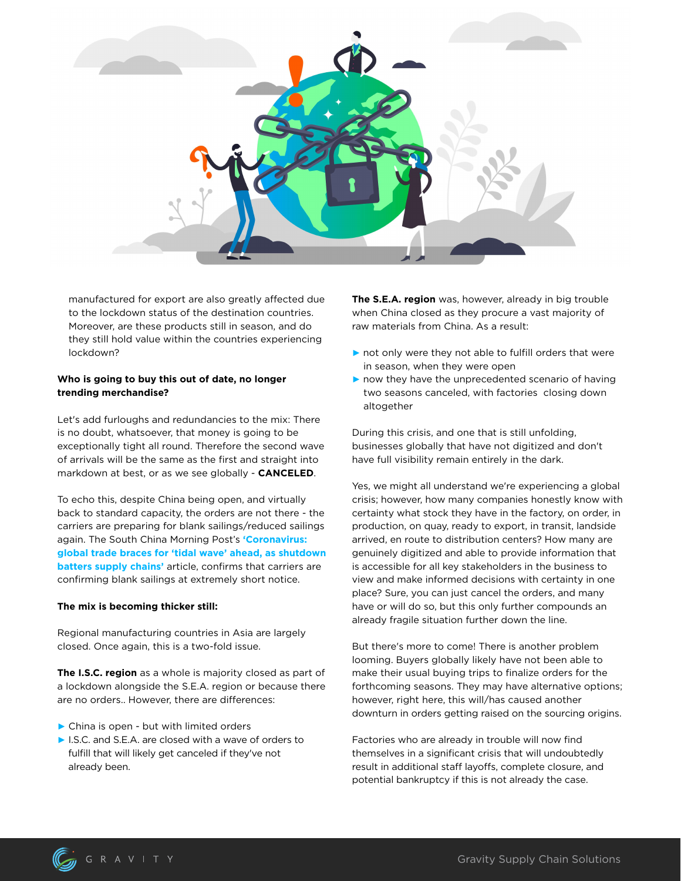manufactured for export are also greatly affected due to the lockdown status of the destination countries. Moreover, are these products still in season, and do they still hold value within the countries experiencing lockdown?

**Who is going to buy this out of date, no longer trending merchandise?**

Let's add furloughs and redundancies to the mix: There is no doubt, whatsoever, that money is going to be exceptionally tight all round. Therefore the second wave of arrivals will be the same as the first and straight into markdown at best, or as we see globally - **CANCELED**.

To echo this, despite China being open, and virtually back to standard capacity, the orders are not there - the carriers are preparing for blank sailings/reduced sailings again. The South China Morning Post's **'Coronavirus: global trade braces for 'tidal wave' ahead, as shutdown batters supply chains'** article, confirms that carriers are confirming blank sailings at extremely short notice.

**The mix is becoming thicker still:**

Regional manufacturing countries in Asia are largely closed. Once again, this is a two-fold issue.

**The I.S.C. region** as a whole is majority closed as part of a lockdown alongside the S.E.A. region or because there are no orders.. However, there are differences:

- China is open - but with limited orders
- I.S.C. and S.E.A. are closed with a wave of orders to fulfill that will likely get canceled if they've not already been.

**The S.E.A. region** was, however, already in big trouble when China closed as they procure a vast majority of raw materials from China. As a result:

- not only were they not able to fulfill orders that were in season, when they were open
- now they have the unprecedented scenario of having two seasons canceled, with factories closing down altogether

During this crisis, and one that is still unfolding, businesses globally that have not digitized and don't have full visibility remain entirely in the dark.

Yes, we might all understand we're experiencing a global crisis; however, how many companies honestly know with certainty what stock they have in the factory, on order, in production, on quay, ready to export, in transit, landside arrived, en route to distribution centers? How many are genuinely digitized and able to provide information that is accessible for all key stakeholders in the business to view and make informed decisions with certainty in one place? Sure, you can just cancel the orders, and many have or will do so, but this only further compounds an already fragile situation further down the line.

But there's more to come! There is another problem looming. Buyers globally likely have not been able to make their usual buying trips to finalize orders for the forthcoming seasons. They may have alternative options; however, right here, this will/has caused another downturn in orders getting raised on the sourcing origins.

Factories who are already in trouble will now find themselves in a significant crisis that will undoubtedly result in additional staff layoffs, complete closure, and potential bankruptcy if this is not already the case.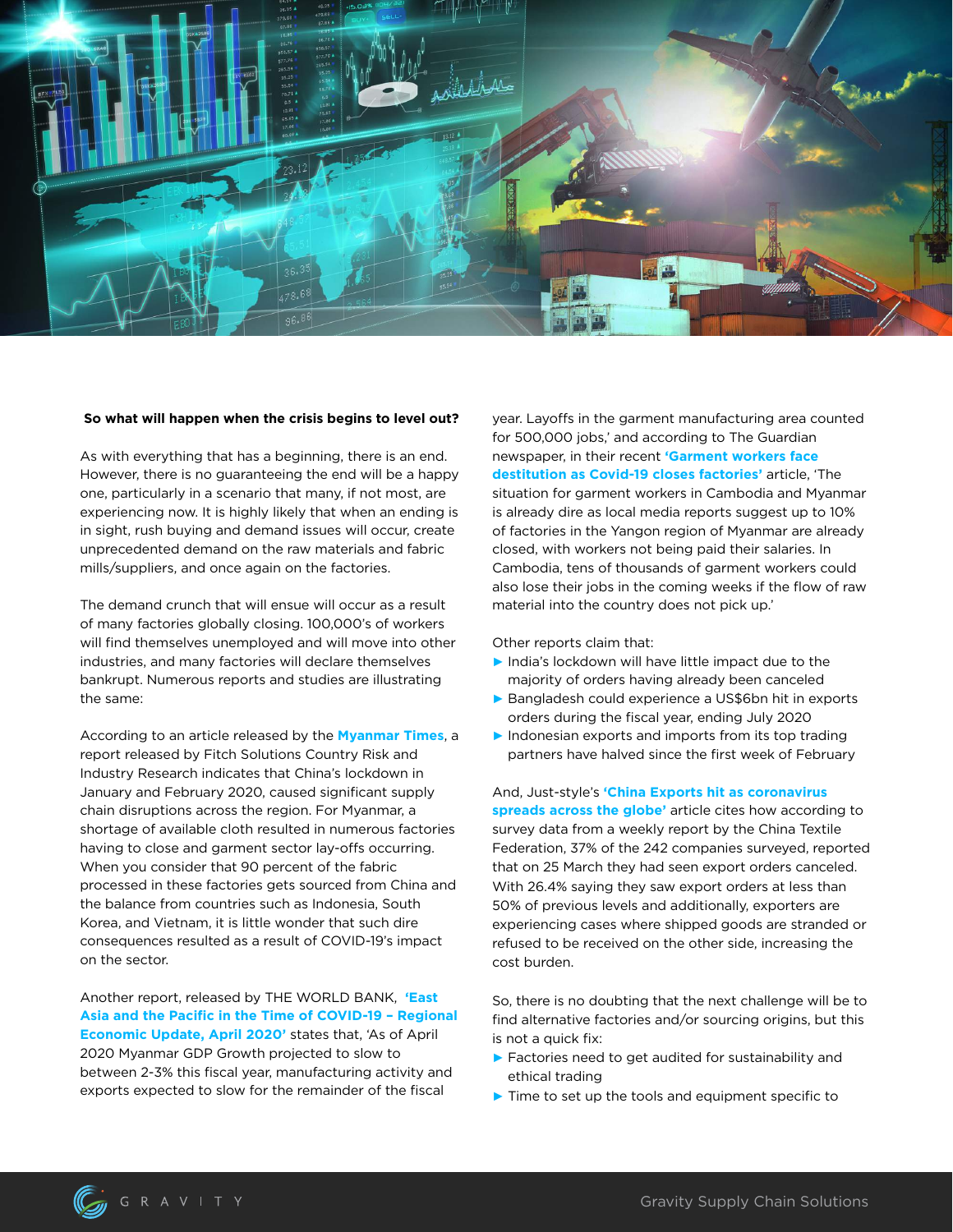**So what will happen when the crisis begins to level out?**

As with everything that has a beginning, there is an end. However, there is no guaranteeing the end will be a happy one, particularly in a scenario that many, if not most, are experiencing now. It is highly likely that when an ending is in sight, rush buying and demand issues will occur, create unprecedented demand on the raw materials and fabric mills/suppliers, and once again on the factories.

The demand crunch that will ensue will occur as a result of many factories globally closing. 100,000's of workers will find themselves unemployed and will move into other industries, and many factories will declare themselves bankrupt. Numerous reports and studies are illustrating the same:

According to an article released by the **Myanmar Times**, a report released by Fitch Solutions Country Risk and Industry Research indicates that China's lockdown in January and February 2020, caused significant supply chain disruptions across the region. For Myanmar, a shortage of available cloth resulted in numerous factories having to close and garment sector lay-offs occurring. When you consider that 90 percent of the fabric processed in these factories gets sourced from China and the balance from countries such as Indonesia, South Korea, and Vietnam, it is little wonder that such dire consequences resulted as a result of COVID-19's impact on the sector.

Another report, released by THE WORLD BANK, **'East Asia and the Pacific in the Time of COVID-19 – Regional Economic Update, April 2020'** states that, 'As of April 2020 Myanmar GDP Growth projected to slow to between 2-3% this fiscal year, manufacturing activity and exports expected to slow for the remainder of the fiscal year. Layoffs in the garment manufacturing area counted for 500,000 jobs,' and according to The Guardian newspaper, in their recent **'Garment workers face destitution as Covid-19 closes factories'** article, 'The situation for garment workers in Cambodia and Myanmar is already dire as local media reports suggest up to 10% of factories in the Yangon region of Myanmar are already closed, with workers not being paid their salaries. In Cambodia, tens of thousands of garment workers could also lose their jobs in the coming weeks if the flow of raw material into the country does not pick up.'

Other reports claim that:

- India's lockdown will have little impact due to the majority of orders having already been canceled
- Bangladesh could experience a US$6bn hit in exports orders during the fiscal year, ending July 2020
- Indonesian exports and imports from its top trading partners have halved since the first week of February

And, Just-style's **'China Exports hit as coronavirus spreads across the globe'** article cites how according to survey data from a weekly report by the China Textile Federation, 37% of the 242 companies surveyed, reported that on 25 March they had seen export orders canceled. With 26.4% saying they saw export orders at less than 50% of previous levels and additionally, exporters are experiencing cases where shipped goods are stranded or refused to be received on the other side, increasing the cost burden.

So, there is no doubting that the next challenge will be to find alternative factories and/or sourcing origins, but this is not a quick fix:

- Factories need to get audited for sustainability and ethical trading
- Time to set up the tools and equipment specific to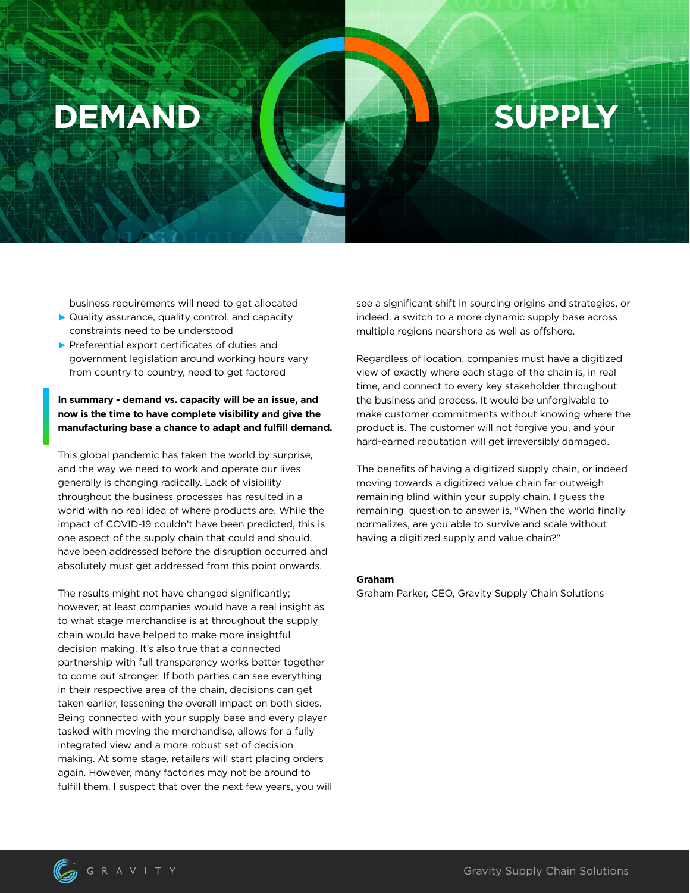# DEMAND

# SUPPLY

business requirements will need to get allocated

- Quality assurance, quality control, and capacity constraints need to be understood
- Preferential export certificates of duties and government legislation around working hours vary from country to country, need to get factored

**In summary - demand vs. capacity will be an issue, and now is the time to have complete visibility and give the manufacturing base a chance to adapt and fulfill demand.**

This global pandemic has taken the world by surprise, and the way we need to work and operate our lives generally is changing radically. Lack of visibility throughout the business processes has resulted in a world with no real idea of where products are. While the impact of COVID-19 couldn't have been predicted, this is one aspect of the supply chain that could and should, have been addressed before the disruption occurred and absolutely must get addressed from this point onwards.

The results might not have changed significantly; however, at least companies would have a real insight as to what stage merchandise is at throughout the supply chain would have helped to make more insightful decision making. It's also true that a connected partnership with full transparency works better together to come out stronger. If both parties can see everything in their respective area of the chain, decisions can get taken earlier, lessening the overall impact on both sides. Being connected with your supply base and every player tasked with moving the merchandise, allows for a fully integrated view and a more robust set of decision making. At some stage, retailers will start placing orders again. However, many factories may not be around to fulfill them. I suspect that over the next few years, you will see a significant shift in sourcing origins and strategies, or indeed, a switch to a more dynamic supply base across multiple regions nearshore as well as offshore.

Regardless of location, companies must have a digitized view of exactly where each stage of the chain is, in real time, and connect to every key stakeholder throughout the business and process. It would be unforgivable to make customer commitments without knowing where the product is. The customer will not forgive you, and your hard-earned reputation will get irreversibly damaged.

The benefits of having a digitized supply chain, or indeed moving towards a digitized value chain far outweigh remaining blind within your supply chain. I guess the remaining question to answer is, "When the world finally normalizes, are you able to survive and scale without having a digitized supply and value chain?"

**Graham**
Graham Parker, CEO, Gravity Supply Chain Solutions